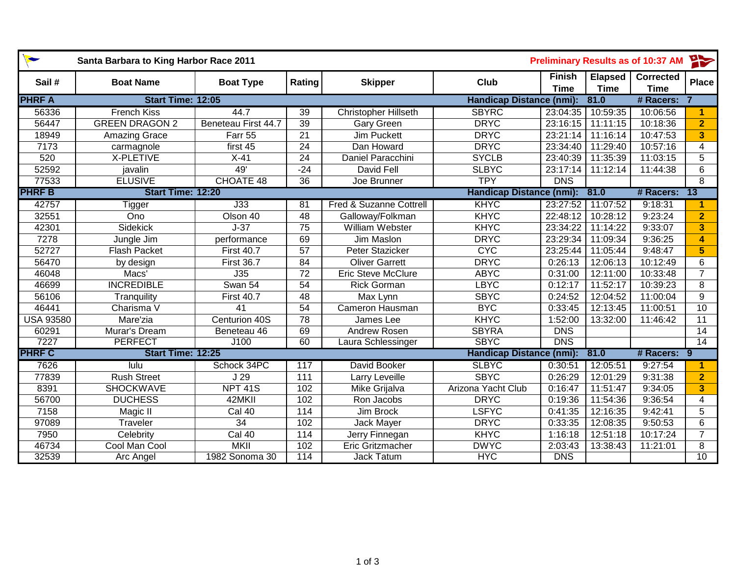# Santa Barbara to King Harbor Race 2011

**Preliminary Results as of 10:37 AM**

| Sail # | Boat Name | Boat Type | Rating | Skipper | Club | Finish Time | Elapsed Time | Corrected Time | Place |
|---|---|---|---|---|---|---|---|---|---|
| **PHRF A** | **Start Time: 12:05** | | | | **Handicap Distance (nmi):** | **81.0** | | **# Racers: 7** | |
| 56336 | French Kiss | 44.7 | 39 | Christopher Hillseth | SBYRC | 23:04:35 | 10:59:35 | 10:06:56 | 1 |
| 56447 | GREEN DRAGON 2 | Beneteau First 44.7 | 39 | Gary Green | DRYC | 23:16:15 | 11:11:15 | 10:18:36 | 2 |
| 18949 | Amazing Grace | Farr 55 | 21 | Jim Puckett | DRYC | 23:21:14 | 11:16:14 | 10:47:53 | 3 |
| 7173 | carmagnole | first 45 | 24 | Dan Howard | DRYC | 23:34:40 | 11:29:40 | 10:57:16 | 4 |
| 520 | X-PLETIVE | X-41 | 24 | Daniel Paracchini | SYCLB | 23:40:39 | 11:35:39 | 11:03:15 | 5 |
| 52592 | javalin | 49' | -24 | David Fell | SLBYC | 23:17:14 | 11:12:14 | 11:44:38 | 6 |
| 77533 | ELUSIVE | CHOATE 48 | 36 | Joe Brunner | TPY | DNS | | | 8 |
| **PHRF B** | **Start Time: 12:20** | | | | **Handicap Distance (nmi):** | **81.0** | | **# Racers: 13** | |
| 42757 | Tigger | J33 | 81 | Fred & Suzanne Cottrell | KHYC | 23:27:52 | 11:07:52 | 9:18:31 | 1 |
| 32551 | Ono | Olson 40 | 48 | Galloway/Folkman | KHYC | 22:48:12 | 10:28:12 | 9:23:24 | 2 |
| 42301 | Sidekick | J-37 | 75 | William Webster | KHYC | 23:34:22 | 11:14:22 | 9:33:07 | 3 |
| 7278 | Jungle Jim | performance | 69 | Jim Maslon | DRYC | 23:29:34 | 11:09:34 | 9:36:25 | 4 |
| 52727 | Flash Packet | First 40.7 | 57 | Peter Stazicker | CYC | 23:25:44 | 11:05:44 | 9:48:47 | 5 |
| 56470 | by design | First 36.7 | 84 | Oliver Garrett | DRYC | 0:26:13 | 12:06:13 | 10:12:49 | 6 |
| 46048 | Macs' | J35 | 72 | Eric Steve McClure | ABYC | 0:31:00 | 12:11:00 | 10:33:48 | 7 |
| 46699 | INCREDIBLE | Swan 54 | 54 | Rick Gorman | LBYC | 0:12:17 | 11:52:17 | 10:39:23 | 8 |
| 56106 | Tranquility | First 40.7 | 48 | Max Lynn | SBYC | 0:24:52 | 12:04:52 | 11:00:04 | 9 |
| 46441 | Charisma V | 41 | 54 | Cameron Hausman | BYC | 0:33:45 | 12:13:45 | 11:00:51 | 10 |
| USA 93580 | Mare'zia | Centurion 40S | 78 | James Lee | KHYC | 1:52:00 | 13:32:00 | 11:46:42 | 11 |
| 60291 | Murar's Dream | Beneteau 46 | 69 | Andrew Rosen | SBYRA | DNS | | | 14 |
| 7227 | PERFECT | J100 | 60 | Laura Schlessinger | SBYC | DNS | | | 14 |
| **PHRF C** | **Start Time: 12:25** | | | | **Handicap Distance (nmi):** | **81.0** | | **# Racers: 9** | |
| 7626 | lulu | Schock 34PC | 117 | David Booker | SLBYC | 0:30:51 | 12:05:51 | 9:27:54 | 1 |
| 77839 | Rush Street | J 29 | 111 | Larry Leveille | SBYC | 0:26:29 | 12:01:29 | 9:31:38 | 2 |
| 8391 | SHOCKWAVE | NPT 41S | 102 | Mike Grijalva | Arizona Yacht Club | 0:16:47 | 11:51:47 | 9:34:05 | 3 |
| 56700 | DUCHESS | 42MKII | 102 | Ron Jacobs | DRYC | 0:19:36 | 11:54:36 | 9:36:54 | 4 |
| 7158 | Magic II | Cal 40 | 114 | Jim Brock | LSFYC | 0:41:35 | 12:16:35 | 9:42:41 | 5 |
| 97089 | Traveler | 34 | 102 | Jack Mayer | DRYC | 0:33:35 | 12:08:35 | 9:50:53 | 6 |
| 7950 | Celebrity | Cal 40 | 114 | Jerry Finnegan | KHYC | 1:16:18 | 12:51:18 | 10:17:24 | 7 |
| 46734 | Cool Man Cool | MKII | 102 | Eric Gritzmacher | DWYC | 2:03:43 | 13:38:43 | 11:21:01 | 8 |
| 32539 | Arc Angel | 1982 Sonoma 30 | 114 | Jack Tatum | HYC | DNS | | | 10 |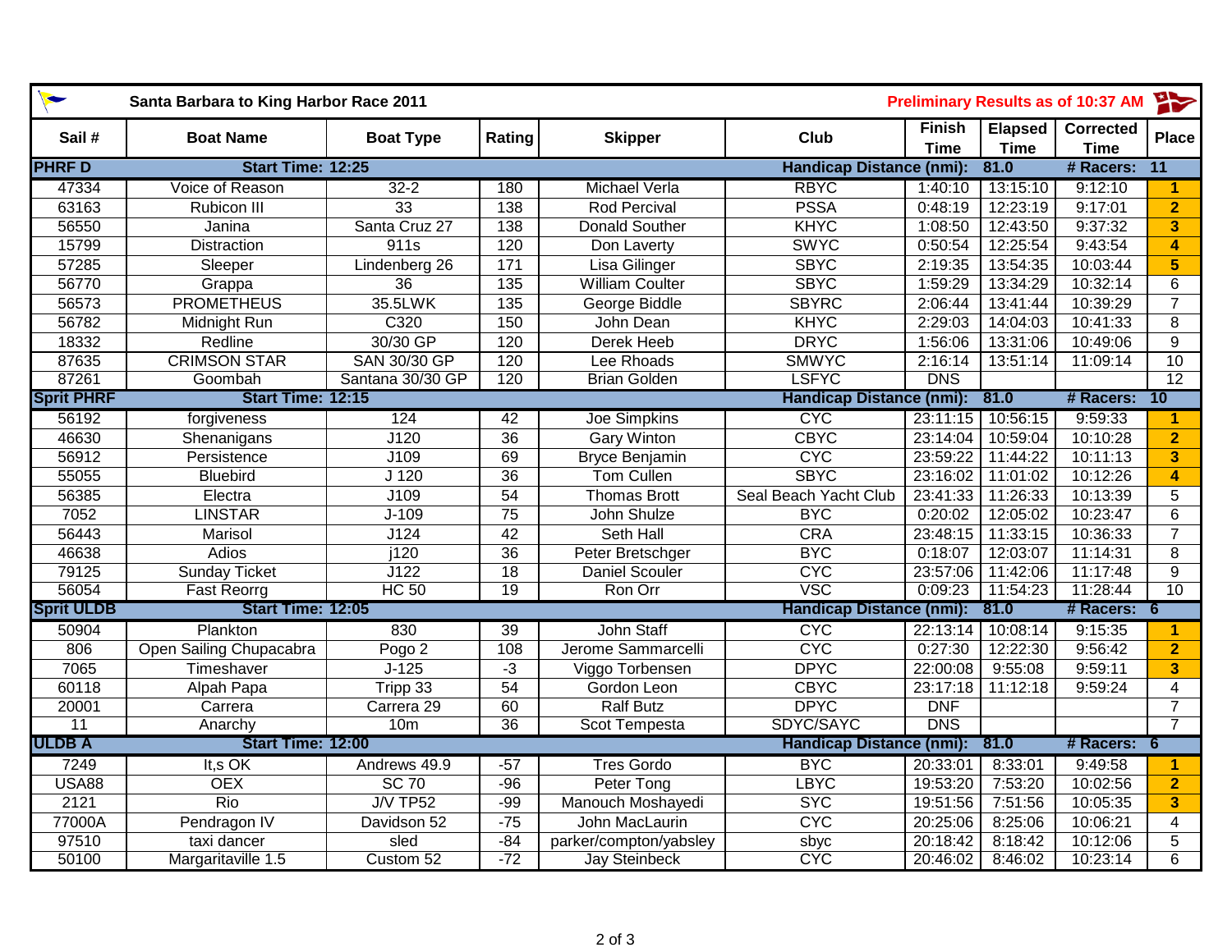**Santa Barbara to King Harbor Race 2011** — Preliminary Results as of 10:37 AM

| Sail # | Boat Name | Boat Type | Rating | Skipper | Club | Finish Time | Elapsed Time | Corrected Time | Place |
|---|---|---|---|---|---|---|---|---|---|
| **PHRF D** | **Start Time: 12:25** | | | | **Handicap Distance (nmi):** | **81.0** | | **# Racers:** | **11** |
| 47334 | Voice of Reason | 32-2 | 180 | Michael Verla | RBYC | 1:40:10 | 13:15:10 | 9:12:10 | 1 |
| 63163 | Rubicon III | 33 | 138 | Rod Percival | PSSA | 0:48:19 | 12:23:19 | 9:17:01 | 2 |
| 56550 | Janina | Santa Cruz 27 | 138 | Donald Souther | KHYC | 1:08:50 | 12:43:50 | 9:37:32 | 3 |
| 15799 | Distraction | 911s | 120 | Don Laverty | SWYC | 0:50:54 | 12:25:54 | 9:43:54 | 4 |
| 57285 | Sleeper | Lindenberg 26 | 171 | Lisa Gilinger | SBYC | 2:19:35 | 13:54:35 | 10:03:44 | 5 |
| 56770 | Grappa | 36 | 135 | William Coulter | SBYC | 1:59:29 | 13:34:29 | 10:32:14 | 6 |
| 56573 | PROMETHEUS | 35.5LWK | 135 | George Biddle | SBYRC | 2:06:44 | 13:41:44 | 10:39:29 | 7 |
| 56782 | Midnight Run | C320 | 150 | John Dean | KHYC | 2:29:03 | 14:04:03 | 10:41:33 | 8 |
| 18332 | Redline | 30/30 GP | 120 | Derek Heeb | DRYC | 1:56:06 | 13:31:06 | 10:49:06 | 9 |
| 87635 | CRIMSON STAR | SAN 30/30 GP | 120 | Lee Rhoads | SMWYC | 2:16:14 | 13:51:14 | 11:09:14 | 10 |
| 87261 | Goombah | Santana 30/30 GP | 120 | Brian Golden | LSFYC | DNS | | | 12 |
| **Sprit PHRF** | **Start Time: 12:15** | | | | **Handicap Distance (nmi):** | **81.0** | | **# Racers:** | **10** |
| 56192 | forgiveness | 124 | 42 | Joe Simpkins | CYC | 23:11:15 | 10:56:15 | 9:59:33 | 1 |
| 46630 | Shenanigans | J120 | 36 | Gary Winton | CBYC | 23:14:04 | 10:59:04 | 10:10:28 | 2 |
| 56912 | Persistence | J109 | 69 | Bryce Benjamin | CYC | 23:59:22 | 11:44:22 | 10:11:13 | 3 |
| 55055 | Bluebird | J 120 | 36 | Tom Cullen | SBYC | 23:16:02 | 11:01:02 | 10:12:26 | 4 |
| 56385 | Electra | J109 | 54 | Thomas Brott | Seal Beach Yacht Club | 23:41:33 | 11:26:33 | 10:13:39 | 5 |
| 7052 | LINSTAR | J-109 | 75 | John Shulze | BYC | 0:20:02 | 12:05:02 | 10:23:47 | 6 |
| 56443 | Marisol | J124 | 42 | Seth Hall | CRA | 23:48:15 | 11:33:15 | 10:36:33 | 7 |
| 46638 | Adios | j120 | 36 | Peter Bretschger | BYC | 0:18:07 | 12:03:07 | 11:14:31 | 8 |
| 79125 | Sunday Ticket | J122 | 18 | Daniel Scouler | CYC | 23:57:06 | 11:42:06 | 11:17:48 | 9 |
| 56054 | Fast Reorrg | HC 50 | 19 | Ron Orr | VSC | 0:09:23 | 11:54:23 | 11:28:44 | 10 |
| **Sprit ULDB** | **Start Time: 12:05** | | | | **Handicap Distance (nmi):** | **81.0** | | **# Racers:** | **6** |
| 50904 | Plankton | 830 | 39 | John Staff | CYC | 22:13:14 | 10:08:14 | 9:15:35 | 1 |
| 806 | Open Sailing Chupacabra | Pogo 2 | 108 | Jerome Sammarcelli | CYC | 0:27:30 | 12:22:30 | 9:56:42 | 2 |
| 7065 | Timeshaver | J-125 | -3 | Viggo Torbensen | DPYC | 22:00:08 | 9:55:08 | 9:59:11 | 3 |
| 60118 | Alpah Papa | Tripp 33 | 54 | Gordon Leon | CBYC | 23:17:18 | 11:12:18 | 9:59:24 | 4 |
| 20001 | Carrera | Carrera 29 | 60 | Ralf Butz | DPYC | DNF | | | 7 |
| 11 | Anarchy | 10m | 36 | Scot Tempesta | SDYC/SAYC | DNS | | | 7 |
| **ULDB A** | **Start Time: 12:00** | | | | **Handicap Distance (nmi):** | **81.0** | | **# Racers:** | **6** |
| 7249 | It,s OK | Andrews 49.9 | -57 | Tres Gordo | BYC | 20:33:01 | 8:33:01 | 9:49:58 | 1 |
| USA88 | OEX | SC 70 | -96 | Peter Tong | LBYC | 19:53:20 | 7:53:20 | 10:02:56 | 2 |
| 2121 | Rio | J/V TP52 | -99 | Manouch Moshayedi | SYC | 19:51:56 | 7:51:56 | 10:05:35 | 3 |
| 77000A | Pendragon IV | Davidson 52 | -75 | John MacLaurin | CYC | 20:25:06 | 8:25:06 | 10:06:21 | 4 |
| 97510 | taxi dancer | sled | -84 | parker/compton/yabsley | sbyc | 20:18:42 | 8:18:42 | 10:12:06 | 5 |
| 50100 | Margaritaville 1.5 | Custom 52 | -72 | Jay Steinbeck | CYC | 20:46:02 | 8:46:02 | 10:23:14 | 6 |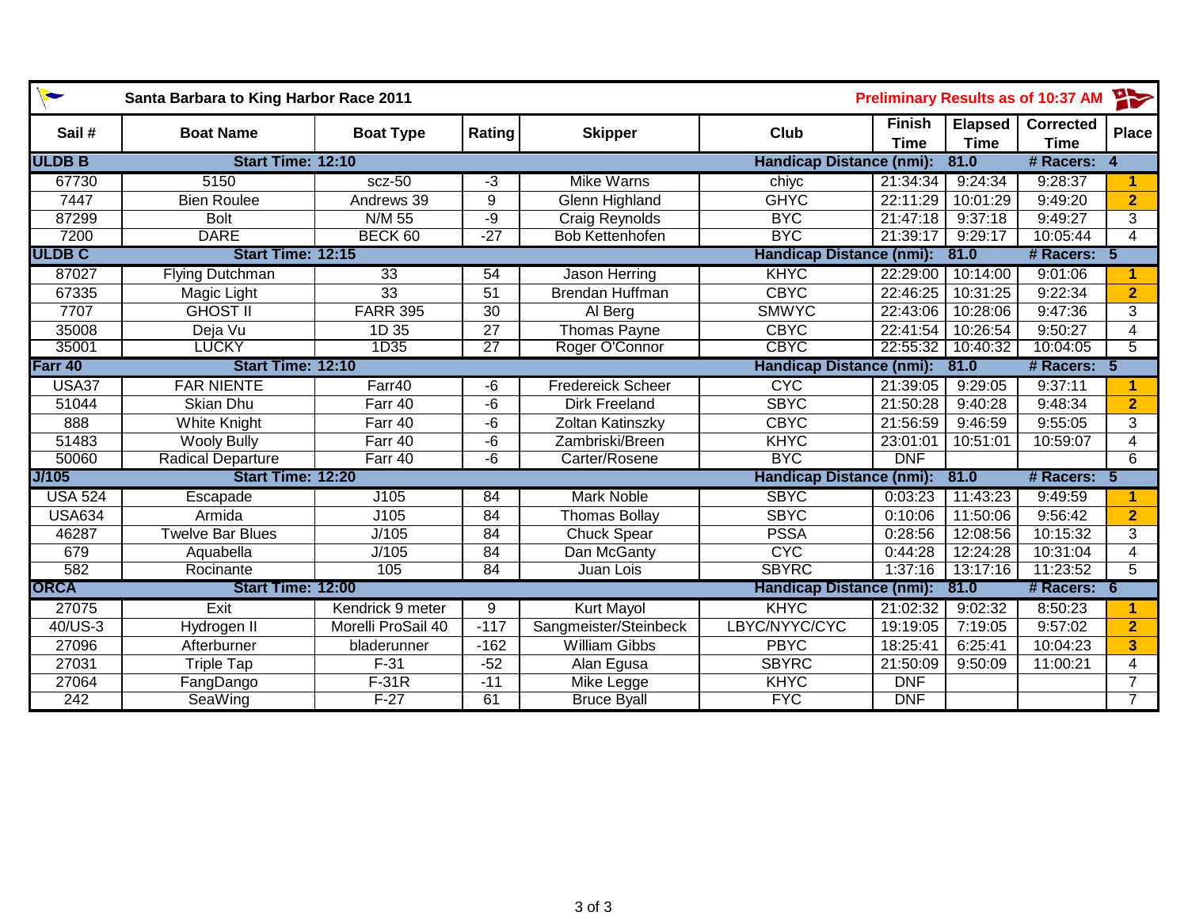**Santa Barbara to King Harbor Race 2011** — **Preliminary Results as of 10:37 AM**

| Sail # | Boat Name | Boat Type | Rating | Skipper | Club | Finish Time | Elapsed Time | Corrected Time | Place |
|---|---|---|---|---|---|---|---|---|---|
| **ULDB B** | **Start Time: 12:10** | | | | **Handicap Distance (nmi):** | **81.0** | | **# Racers:** | **4** |
| 67730 | 5150 | scz-50 | -3 | Mike Warns | chiyc | 21:34:34 | 9:24:34 | 9:28:37 | 1 |
| 7447 | Bien Roulee | Andrews 39 | 9 | Glenn Highland | GHYC | 22:11:29 | 10:01:29 | 9:49:20 | 2 |
| 87299 | Bolt | N/M 55 | -9 | Craig Reynolds | BYC | 21:47:18 | 9:37:18 | 9:49:27 | 3 |
| 7200 | DARE | BECK 60 | -27 | Bob Kettenhofen | BYC | 21:39:17 | 9:29:17 | 10:05:44 | 4 |
| **ULDB C** | **Start Time: 12:15** | | | | **Handicap Distance (nmi):** | **81.0** | | **# Racers:** | **5** |
| 87027 | Flying Dutchman | 33 | 54 | Jason Herring | KHYC | 22:29:00 | 10:14:00 | 9:01:06 | 1 |
| 67335 | Magic Light | 33 | 51 | Brendan Huffman | CBYC | 22:46:25 | 10:31:25 | 9:22:34 | 2 |
| 7707 | GHOST II | FARR 395 | 30 | Al Berg | SMWYC | 22:43:06 | 10:28:06 | 9:47:36 | 3 |
| 35008 | Deja Vu | 1D 35 | 27 | Thomas Payne | CBYC | 22:41:54 | 10:26:54 | 9:50:27 | 4 |
| 35001 | LUCKY | 1D35 | 27 | Roger O'Connor | CBYC | 22:55:32 | 10:40:32 | 10:04:05 | 5 |
| **Farr 40** | **Start Time: 12:10** | | | | **Handicap Distance (nmi):** | **81.0** | | **# Racers:** | **5** |
| USA37 | FAR NIENTE | Farr40 | -6 | Fredereick Scheer | CYC | 21:39:05 | 9:29:05 | 9:37:11 | 1 |
| 51044 | Skian Dhu | Farr 40 | -6 | Dirk Freeland | SBYC | 21:50:28 | 9:40:28 | 9:48:34 | 2 |
| 888 | White Knight | Farr 40 | -6 | Zoltan Katinszky | CBYC | 21:56:59 | 9:46:59 | 9:55:05 | 3 |
| 51483 | Wooly Bully | Farr 40 | -6 | Zambriski/Breen | KHYC | 23:01:01 | 10:51:01 | 10:59:07 | 4 |
| 50060 | Radical Departure | Farr 40 | -6 | Carter/Rosene | BYC | DNF | | | 6 |
| **J/105** | **Start Time: 12:20** | | | | **Handicap Distance (nmi):** | **81.0** | | **# Racers:** | **5** |
| USA 524 | Escapade | J105 | 84 | Mark Noble | SBYC | 0:03:23 | 11:43:23 | 9:49:59 | 1 |
| USA634 | Armida | J105 | 84 | Thomas Bollay | SBYC | 0:10:06 | 11:50:06 | 9:56:42 | 2 |
| 46287 | Twelve Bar Blues | J/105 | 84 | Chuck Spear | PSSA | 0:28:56 | 12:08:56 | 10:15:32 | 3 |
| 679 | Aquabella | J/105 | 84 | Dan McGanty | CYC | 0:44:28 | 12:24:28 | 10:31:04 | 4 |
| 582 | Rocinante | 105 | 84 | Juan Lois | SBYRC | 1:37:16 | 13:17:16 | 11:23:52 | 5 |
| **ORCA** | **Start Time: 12:00** | | | | **Handicap Distance (nmi):** | **81.0** | | **# Racers:** | **6** |
| 27075 | Exit | Kendrick 9 meter | 9 | Kurt Mayol | KHYC | 21:02:32 | 9:02:32 | 8:50:23 | 1 |
| 40/US-3 | Hydrogen II | Morelli ProSail 40 | -117 | Sangmeister/Steinbeck | LBYC/NYYC/CYC | 19:19:05 | 7:19:05 | 9:57:02 | 2 |
| 27096 | Afterburner | bladerunner | -162 | William Gibbs | PBYC | 18:25:41 | 6:25:41 | 10:04:23 | 3 |
| 27031 | Triple Tap | F-31 | -52 | Alan Egusa | SBYRC | 21:50:09 | 9:50:09 | 11:00:21 | 4 |
| 27064 | FangDango | F-31R | -11 | Mike Legge | KHYC | DNF | | | 7 |
| 242 | SeaWing | F-27 | 61 | Bruce Byall | FYC | DNF | | | 7 |